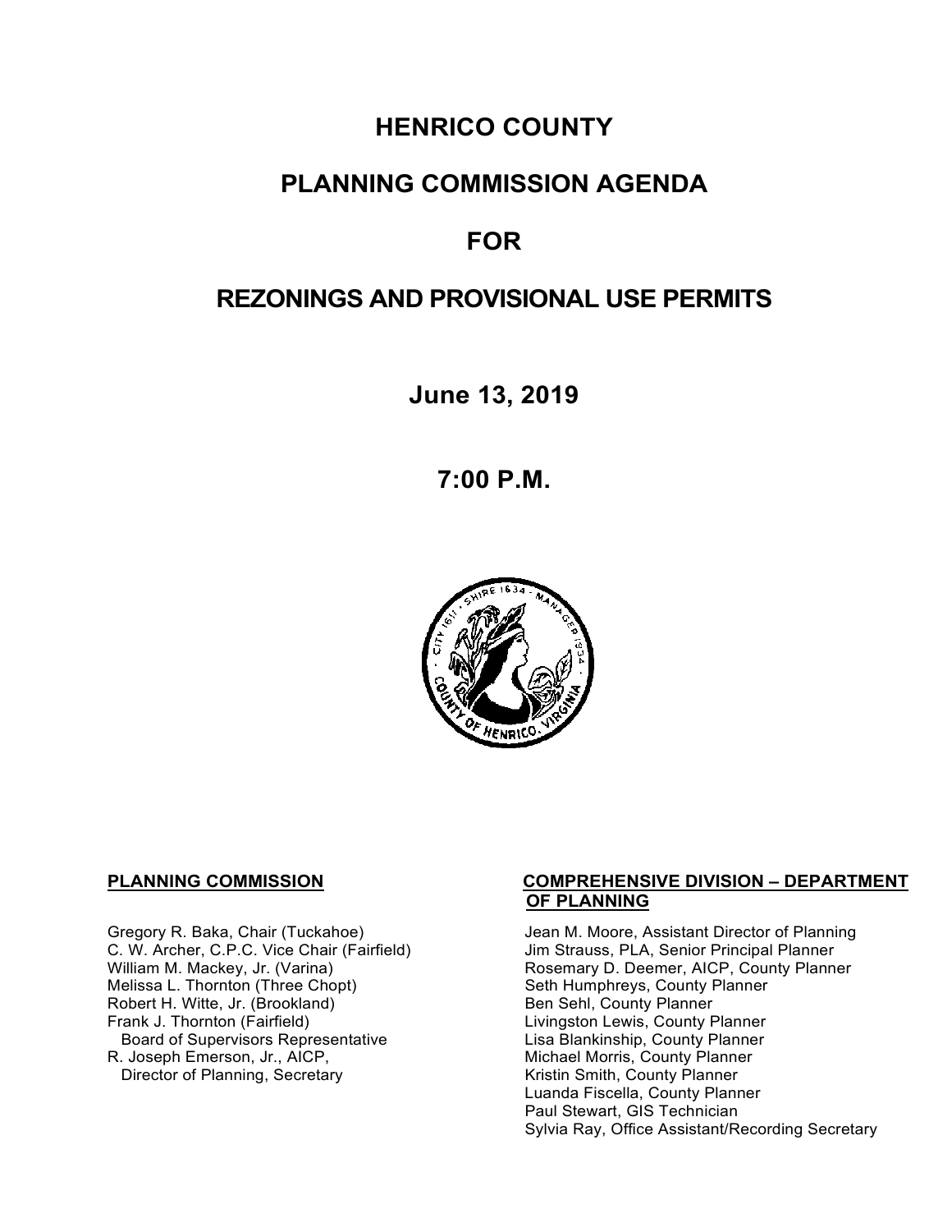# HENRICO COUNTY

## PLANNING COMMISSION AGENDA

## FOR

## REZONINGS AND PROVISIONAL USE PERMITS

**June 13, 2019**

**7:00 P.M.**

**PLANNING COMMISSION**

Gregory R. Baka, Chair (Tuckahoe)
C. W. Archer, C.P.C. Vice Chair (Fairfield)
William M. Mackey, Jr. (Varina)
Melissa L. Thornton (Three Chopt)
Robert H. Witte, Jr. (Brookland)
Frank J. Thornton (Fairfield)
Board of Supervisors Representative
R. Joseph Emerson, Jr., AICP,
Director of Planning, Secretary

**COMPREHENSIVE DIVISION – DEPARTMENT OF PLANNING**

Jean M. Moore, Assistant Director of Planning
Jim Strauss, PLA, Senior Principal Planner
Rosemary D. Deemer, AICP, County Planner
Seth Humphreys, County Planner
Ben Sehl, County Planner
Livingston Lewis, County Planner
Lisa Blankinship, County Planner
Michael Morris, County Planner
Kristin Smith, County Planner
Luanda Fiscella, County Planner
Paul Stewart, GIS Technician
Sylvia Ray, Office Assistant/Recording Secretary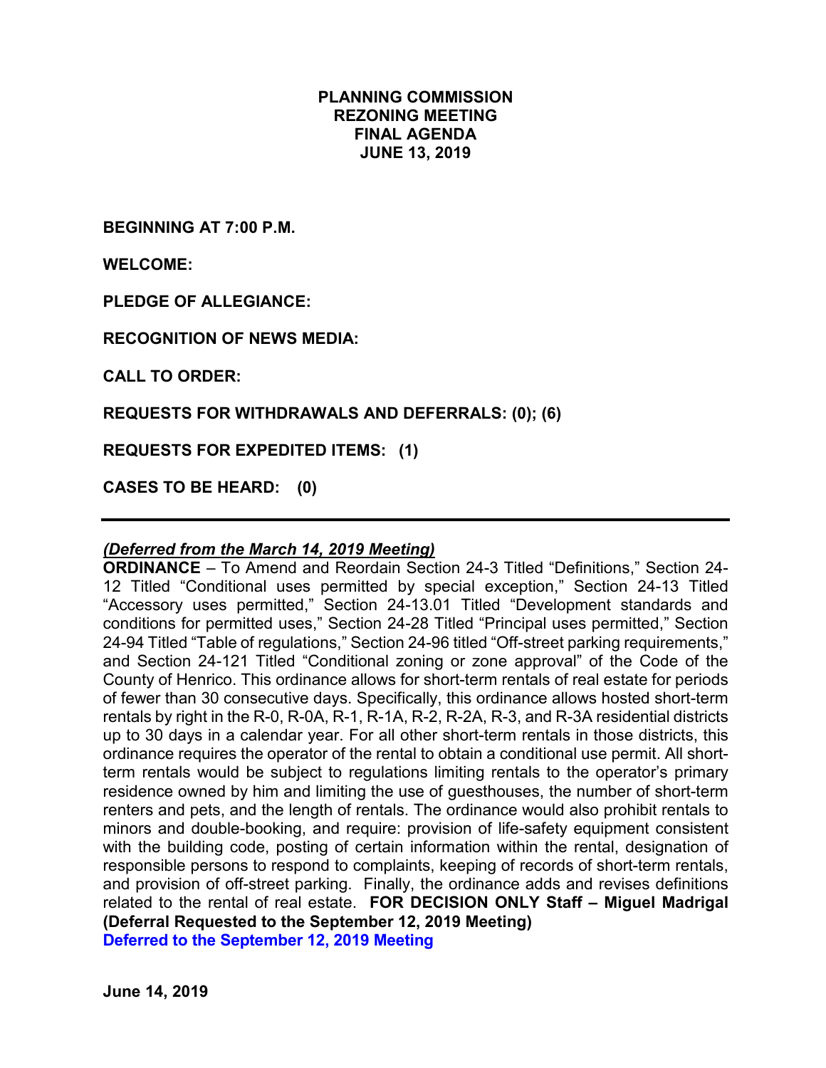# PLANNING COMMISSION
# REZONING MEETING
# FINAL AGENDA
# JUNE 13, 2019

**BEGINNING AT 7:00 P.M.**

**WELCOME:**

**PLEDGE OF ALLEGIANCE:**

**RECOGNITION OF NEWS MEDIA:**

**CALL TO ORDER:**

**REQUESTS FOR WITHDRAWALS AND DEFERRALS: (0); (6)**

**REQUESTS FOR EXPEDITED ITEMS: (1)**

**CASES TO BE HEARD: (0)**

---

***(Deferred from the March 14, 2019 Meeting)***

**ORDINANCE** – To Amend and Reordain Section 24-3 Titled "Definitions," Section 24-12 Titled "Conditional uses permitted by special exception," Section 24-13 Titled "Accessory uses permitted," Section 24-13.01 Titled "Development standards and conditions for permitted uses," Section 24-28 Titled "Principal uses permitted," Section 24-94 Titled "Table of regulations," Section 24-96 titled "Off-street parking requirements," and Section 24-121 Titled "Conditional zoning or zone approval" of the Code of the County of Henrico. This ordinance allows for short-term rentals of real estate for periods of fewer than 30 consecutive days. Specifically, this ordinance allows hosted short-term rentals by right in the R-0, R-0A, R-1, R-1A, R-2, R-2A, R-3, and R-3A residential districts up to 30 days in a calendar year. For all other short-term rentals in those districts, this ordinance requires the operator of the rental to obtain a conditional use permit. All short-term rentals would be subject to regulations limiting rentals to the operator's primary residence owned by him and limiting the use of guesthouses, the number of short-term renters and pets, and the length of rentals. The ordinance would also prohibit rentals to minors and double-booking, and require: provision of life-safety equipment consistent with the building code, posting of certain information within the rental, designation of responsible persons to respond to complaints, keeping of records of short-term rentals, and provision of off-street parking. Finally, the ordinance adds and revises definitions related to the rental of real estate. **FOR DECISION ONLY Staff – Miguel Madrigal (Deferral Requested to the September 12, 2019 Meeting)**
**Deferred to the September 12, 2019 Meeting**

**June 14, 2019**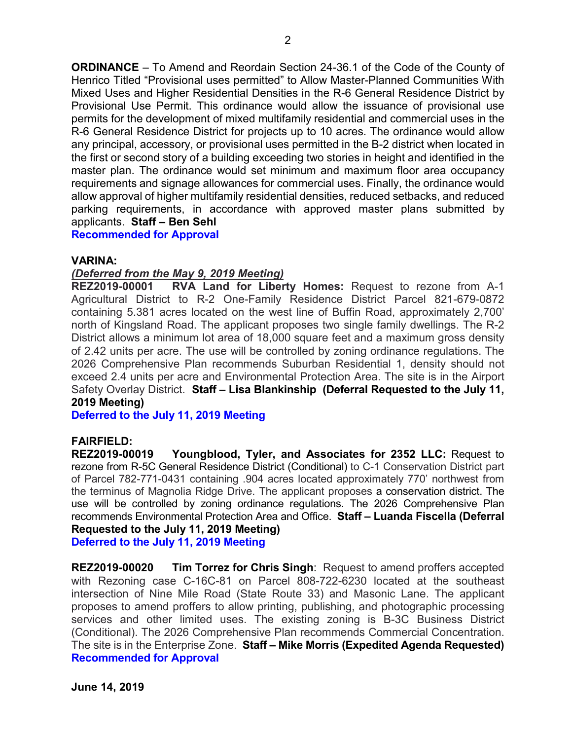**ORDINANCE** – To Amend and Reordain Section 24-36.1 of the Code of the County of Henrico Titled "Provisional uses permitted" to Allow Master-Planned Communities With Mixed Uses and Higher Residential Densities in the R-6 General Residence District by Provisional Use Permit. This ordinance would allow the issuance of provisional use permits for the development of mixed multifamily residential and commercial uses in the R-6 General Residence District for projects up to 10 acres. The ordinance would allow any principal, accessory, or provisional uses permitted in the B-2 district when located in the first or second story of a building exceeding two stories in height and identified in the master plan. The ordinance would set minimum and maximum floor area occupancy requirements and signage allowances for commercial uses. Finally, the ordinance would allow approval of higher multifamily residential densities, reduced setbacks, and reduced parking requirements, in accordance with approved master plans submitted by applicants. **Staff – Ben Sehl**
**Recommended for Approval**

**VARINA:**
***(Deferred from the May 9, 2019 Meeting)***
**REZ2019-00001 RVA Land for Liberty Homes:** Request to rezone from A-1 Agricultural District to R-2 One-Family Residence District Parcel 821-679-0872 containing 5.381 acres located on the west line of Buffin Road, approximately 2,700' north of Kingsland Road. The applicant proposes two single family dwellings. The R-2 District allows a minimum lot area of 18,000 square feet and a maximum gross density of 2.42 units per acre. The use will be controlled by zoning ordinance regulations. The 2026 Comprehensive Plan recommends Suburban Residential 1, density should not exceed 2.4 units per acre and Environmental Protection Area. The site is in the Airport Safety Overlay District. **Staff – Lisa Blankinship (Deferral Requested to the July 11, 2019 Meeting)**
**Deferred to the July 11, 2019 Meeting**

**FAIRFIELD:**
**REZ2019-00019 Youngblood, Tyler, and Associates for 2352 LLC:** Request to rezone from R-5C General Residence District (Conditional) to C-1 Conservation District part of Parcel 782-771-0431 containing .904 acres located approximately 770' northwest from the terminus of Magnolia Ridge Drive. The applicant proposes a conservation district. The use will be controlled by zoning ordinance regulations. The 2026 Comprehensive Plan recommends Environmental Protection Area and Office. **Staff – Luanda Fiscella (Deferral Requested to the July 11, 2019 Meeting)**
**Deferred to the July 11, 2019 Meeting**

**REZ2019-00020 Tim Torrez for Chris Singh**: Request to amend proffers accepted with Rezoning case C-16C-81 on Parcel 808-722-6230 located at the southeast intersection of Nine Mile Road (State Route 33) and Masonic Lane. The applicant proposes to amend proffers to allow printing, publishing, and photographic processing services and other limited uses. The existing zoning is B-3C Business District (Conditional). The 2026 Comprehensive Plan recommends Commercial Concentration. The site is in the Enterprise Zone. **Staff – Mike Morris (Expedited Agenda Requested)**
**Recommended for Approval**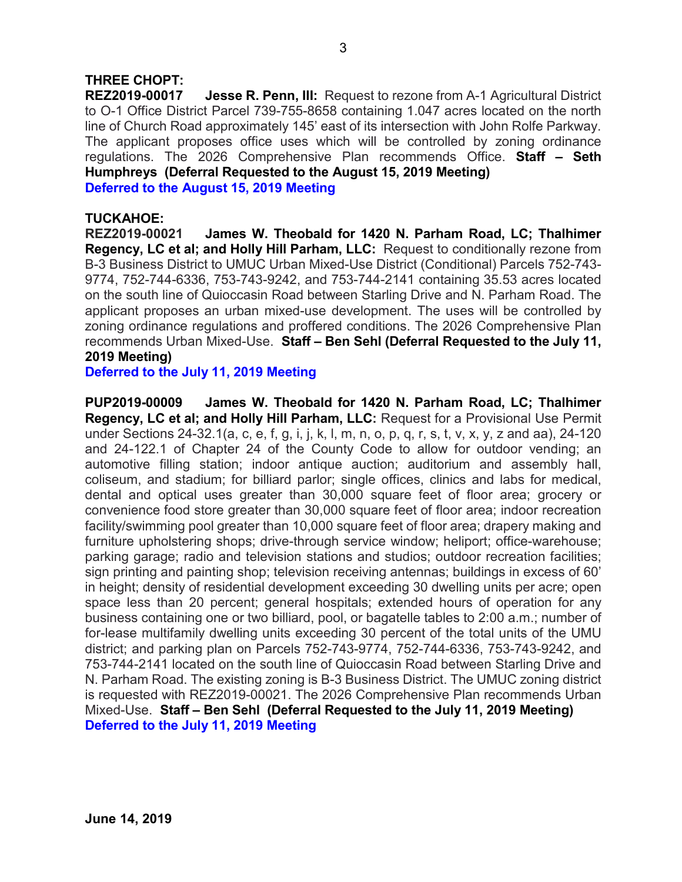**THREE CHOPT:**

**REZ2019-00017 Jesse R. Penn, III:** Request to rezone from A-1 Agricultural District to O-1 Office District Parcel 739-755-8658 containing 1.047 acres located on the north line of Church Road approximately 145' east of its intersection with John Rolfe Parkway. The applicant proposes office uses which will be controlled by zoning ordinance regulations. The 2026 Comprehensive Plan recommends Office. **Staff – Seth Humphreys (Deferral Requested to the August 15, 2019 Meeting)**

**Deferred to the August 15, 2019 Meeting**

**TUCKAHOE:**

**REZ2019-00021 James W. Theobald for 1420 N. Parham Road, LC; Thalhimer Regency, LC et al; and Holly Hill Parham, LLC:** Request to conditionally rezone from B-3 Business District to UMUC Urban Mixed-Use District (Conditional) Parcels 752-743-9774, 752-744-6336, 753-743-9242, and 753-744-2141 containing 35.53 acres located on the south line of Quioccasin Road between Starling Drive and N. Parham Road. The applicant proposes an urban mixed-use development. The uses will be controlled by zoning ordinance regulations and proffered conditions. The 2026 Comprehensive Plan recommends Urban Mixed-Use. **Staff – Ben Sehl (Deferral Requested to the July 11, 2019 Meeting)**

**Deferred to the July 11, 2019 Meeting**

**PUP2019-00009 James W. Theobald for 1420 N. Parham Road, LC; Thalhimer Regency, LC et al; and Holly Hill Parham, LLC:** Request for a Provisional Use Permit under Sections 24-32.1(a, c, e, f, g, i, j, k, l, m, n, o, p, q, r, s, t, v, x, y, z and aa), 24-120 and 24-122.1 of Chapter 24 of the County Code to allow for outdoor vending; an automotive filling station; indoor antique auction; auditorium and assembly hall, coliseum, and stadium; for billiard parlor; single offices, clinics and labs for medical, dental and optical uses greater than 30,000 square feet of floor area; grocery or convenience food store greater than 30,000 square feet of floor area; indoor recreation facility/swimming pool greater than 10,000 square feet of floor area; drapery making and furniture upholstering shops; drive-through service window; heliport; office-warehouse; parking garage; radio and television stations and studios; outdoor recreation facilities; sign printing and painting shop; television receiving antennas; buildings in excess of 60' in height; density of residential development exceeding 30 dwelling units per acre; open space less than 20 percent; general hospitals; extended hours of operation for any business containing one or two billiard, pool, or bagatelle tables to 2:00 a.m.; number of for-lease multifamily dwelling units exceeding 30 percent of the total units of the UMU district; and parking plan on Parcels 752-743-9774, 752-744-6336, 753-743-9242, and 753-744-2141 located on the south line of Quioccasin Road between Starling Drive and N. Parham Road. The existing zoning is B-3 Business District. The UMUC zoning district is requested with REZ2019-00021. The 2026 Comprehensive Plan recommends Urban Mixed-Use. **Staff – Ben Sehl (Deferral Requested to the July 11, 2019 Meeting)**

**Deferred to the July 11, 2019 Meeting**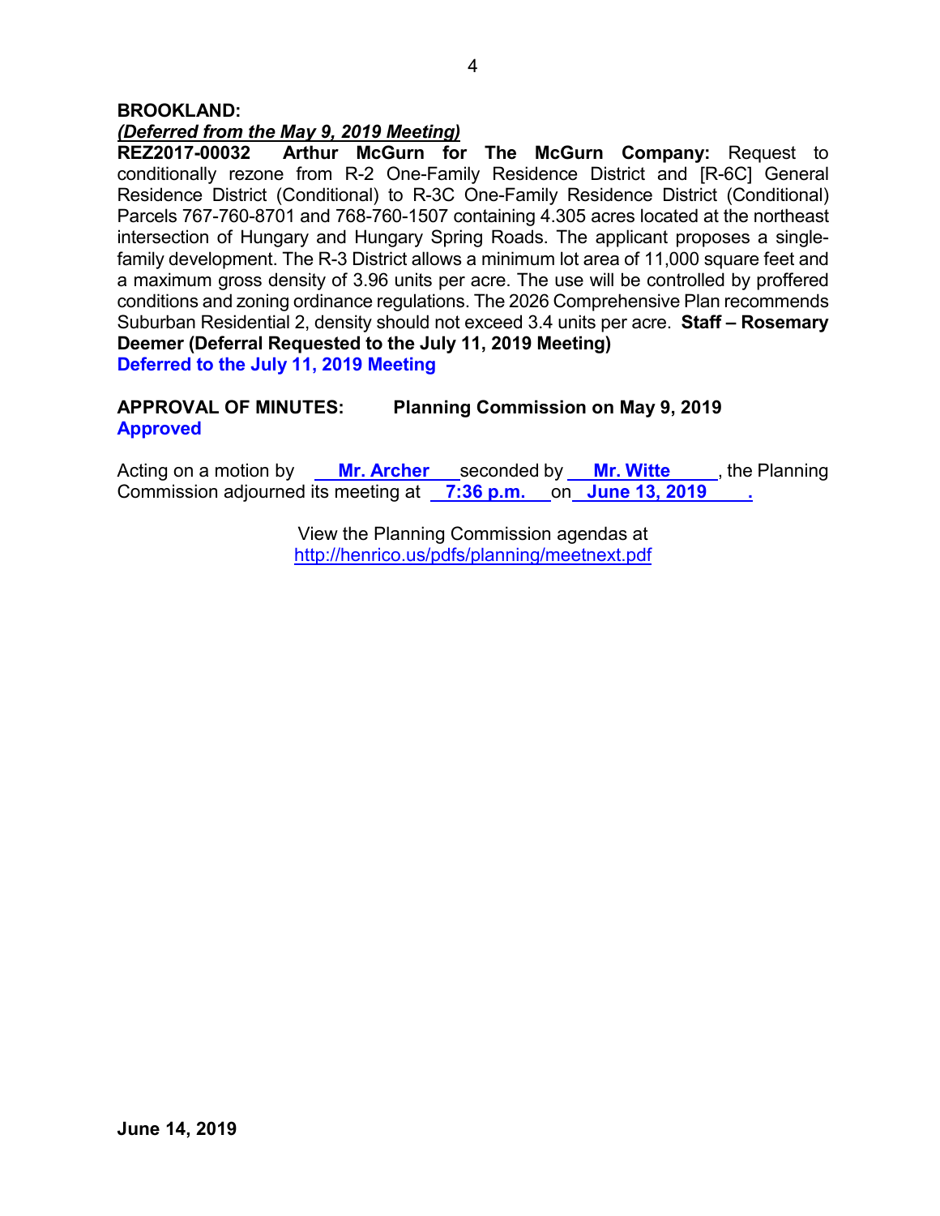**BROOKLAND:**

***(Deferred from the May 9, 2019 Meeting)***

**REZ2017-00032 Arthur McGurn for The McGurn Company:** Request to conditionally rezone from R-2 One-Family Residence District and [R-6C] General Residence District (Conditional) to R-3C One-Family Residence District (Conditional) Parcels 767-760-8701 and 768-760-1507 containing 4.305 acres located at the northeast intersection of Hungary and Hungary Spring Roads. The applicant proposes a single-family development. The R-3 District allows a minimum lot area of 11,000 square feet and a maximum gross density of 3.96 units per acre. The use will be controlled by proffered conditions and zoning ordinance regulations. The 2026 Comprehensive Plan recommends Suburban Residential 2, density should not exceed 3.4 units per acre. **Staff – Rosemary Deemer (Deferral Requested to the July 11, 2019 Meeting)**

**Deferred to the July 11, 2019 Meeting**

**APPROVAL OF MINUTES: Planning Commission on May 9, 2019**

**Approved**

Acting on a motion by **Mr. Archer** seconded by **Mr. Witte**, the Planning Commission adjourned its meeting at **7:36 p.m.** on **June 13, 2019**.

View the Planning Commission agendas at
http://henrico.us/pdfs/planning/meetnext.pdf

**June 14, 2019**